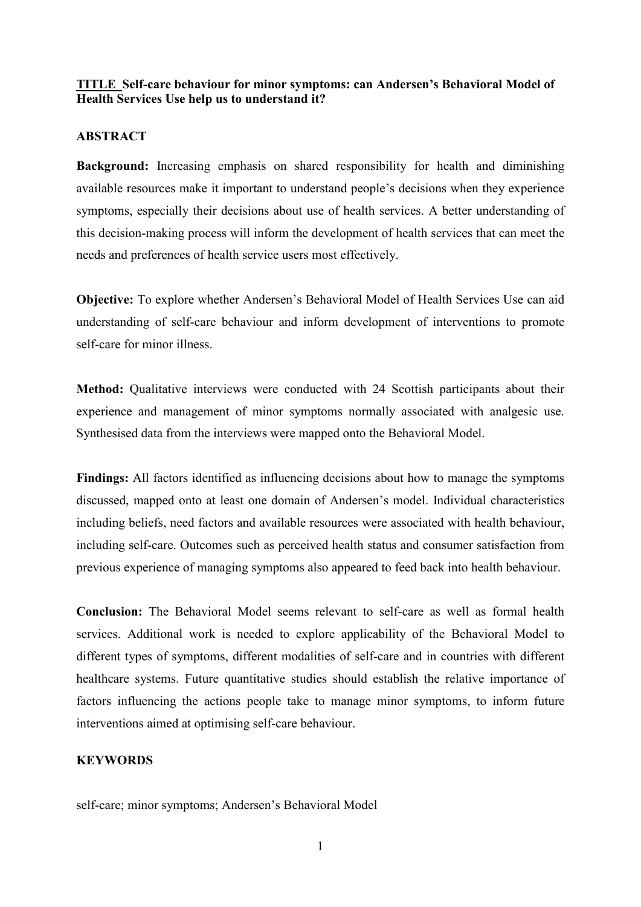**TITLE Self-care behaviour for minor symptoms: can Andersen's Behavioral Model of Health Services Use help us to understand it?**

## ABSTRACT

**Background:** Increasing emphasis on shared responsibility for health and diminishing available resources make it important to understand people's decisions when they experience symptoms, especially their decisions about use of health services. A better understanding of this decision-making process will inform the development of health services that can meet the needs and preferences of health service users most effectively.

**Objective:** To explore whether Andersen's Behavioral Model of Health Services Use can aid understanding of self-care behaviour and inform development of interventions to promote self-care for minor illness.

**Method:** Qualitative interviews were conducted with 24 Scottish participants about their experience and management of minor symptoms normally associated with analgesic use. Synthesised data from the interviews were mapped onto the Behavioral Model.

**Findings:** All factors identified as influencing decisions about how to manage the symptoms discussed, mapped onto at least one domain of Andersen's model. Individual characteristics including beliefs, need factors and available resources were associated with health behaviour, including self-care. Outcomes such as perceived health status and consumer satisfaction from previous experience of managing symptoms also appeared to feed back into health behaviour.

**Conclusion:** The Behavioral Model seems relevant to self-care as well as formal health services. Additional work is needed to explore applicability of the Behavioral Model to different types of symptoms, different modalities of self-care and in countries with different healthcare systems. Future quantitative studies should establish the relative importance of factors influencing the actions people take to manage minor symptoms, to inform future interventions aimed at optimising self-care behaviour.

## KEYWORDS

self-care; minor symptoms; Andersen's Behavioral Model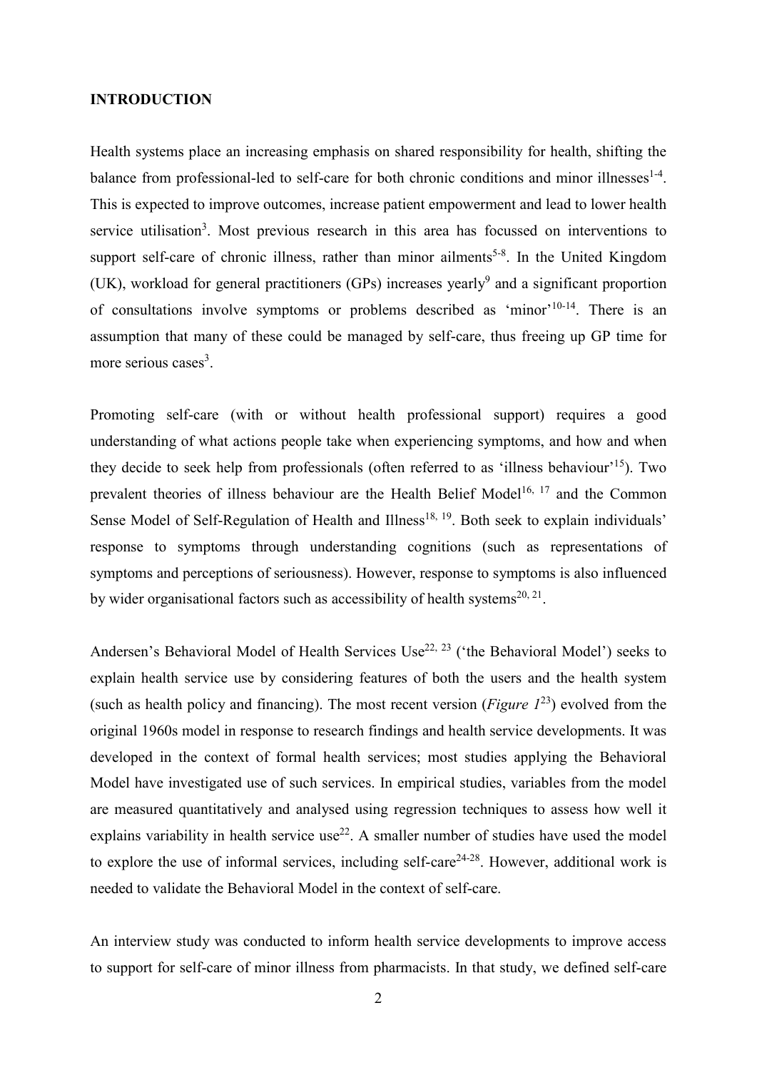## INTRODUCTION

Health systems place an increasing emphasis on shared responsibility for health, shifting the balance from professional-led to self-care for both chronic conditions and minor illnesses[1-4]. This is expected to improve outcomes, increase patient empowerment and lead to lower health service utilisation[3]. Most previous research in this area has focussed on interventions to support self-care of chronic illness, rather than minor ailments[5-8]. In the United Kingdom (UK), workload for general practitioners (GPs) increases yearly[9] and a significant proportion of consultations involve symptoms or problems described as 'minor'[10-14]. There is an assumption that many of these could be managed by self-care, thus freeing up GP time for more serious cases[3].

Promoting self-care (with or without health professional support) requires a good understanding of what actions people take when experiencing symptoms, and how and when they decide to seek help from professionals (often referred to as 'illness behaviour'[15]). Two prevalent theories of illness behaviour are the Health Belief Model[16, 17] and the Common Sense Model of Self-Regulation of Health and Illness[18, 19]. Both seek to explain individuals' response to symptoms through understanding cognitions (such as representations of symptoms and perceptions of seriousness). However, response to symptoms is also influenced by wider organisational factors such as accessibility of health systems[20, 21].

Andersen's Behavioral Model of Health Services Use[22, 23] ('the Behavioral Model') seeks to explain health service use by considering features of both the users and the health system (such as health policy and financing). The most recent version (*Figure 1*[23]) evolved from the original 1960s model in response to research findings and health service developments. It was developed in the context of formal health services; most studies applying the Behavioral Model have investigated use of such services. In empirical studies, variables from the model are measured quantitatively and analysed using regression techniques to assess how well it explains variability in health service use[22]. A smaller number of studies have used the model to explore the use of informal services, including self-care[24-28]. However, additional work is needed to validate the Behavioral Model in the context of self-care.

An interview study was conducted to inform health service developments to improve access to support for self-care of minor illness from pharmacists. In that study, we defined self-care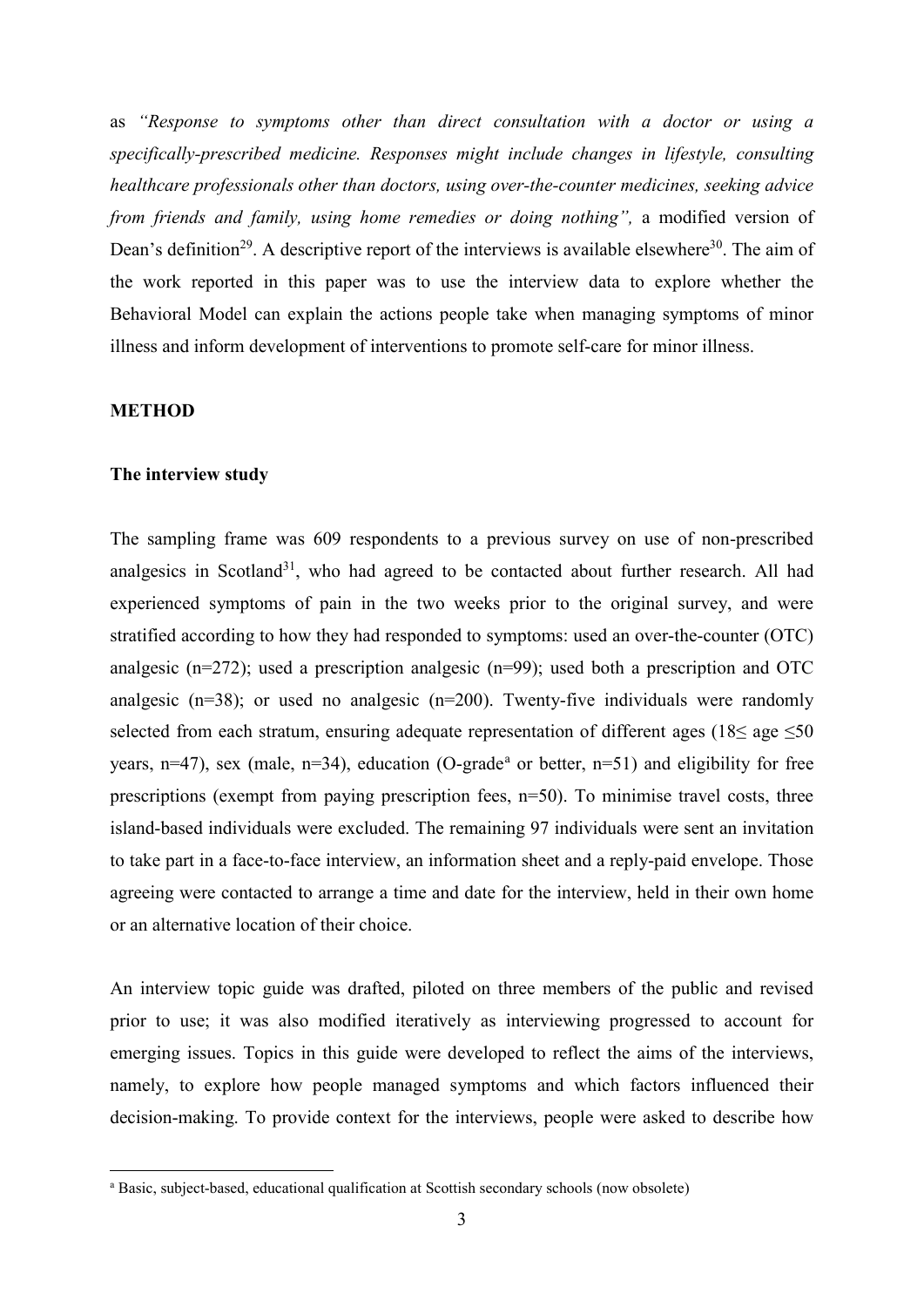as *"Response to symptoms other than direct consultation with a doctor or using a specifically-prescribed medicine. Responses might include changes in lifestyle, consulting healthcare professionals other than doctors, using over-the-counter medicines, seeking advice from friends and family, using home remedies or doing nothing",* a modified version of Dean's definition[29]. A descriptive report of the interviews is available elsewhere[30]. The aim of the work reported in this paper was to use the interview data to explore whether the Behavioral Model can explain the actions people take when managing symptoms of minor illness and inform development of interventions to promote self-care for minor illness.

## METHOD

### The interview study

The sampling frame was 609 respondents to a previous survey on use of non-prescribed analgesics in Scotland[31], who had agreed to be contacted about further research. All had experienced symptoms of pain in the two weeks prior to the original survey, and were stratified according to how they had responded to symptoms: used an over-the-counter (OTC) analgesic (n=272); used a prescription analgesic (n=99); used both a prescription and OTC analgesic (n=38); or used no analgesic (n=200). Twenty-five individuals were randomly selected from each stratum, ensuring adequate representation of different ages (18≤ age ≤50 years, n=47), sex (male, n=34), education (O-grade[a] or better, n=51) and eligibility for free prescriptions (exempt from paying prescription fees, n=50). To minimise travel costs, three island-based individuals were excluded. The remaining 97 individuals were sent an invitation to take part in a face-to-face interview, an information sheet and a reply-paid envelope. Those agreeing were contacted to arrange a time and date for the interview, held in their own home or an alternative location of their choice.

An interview topic guide was drafted, piloted on three members of the public and revised prior to use; it was also modified iteratively as interviewing progressed to account for emerging issues. Topics in this guide were developed to reflect the aims of the interviews, namely, to explore how people managed symptoms and which factors influenced their decision-making. To provide context for the interviews, people were asked to describe how

[a] Basic, subject-based, educational qualification at Scottish secondary schools (now obsolete)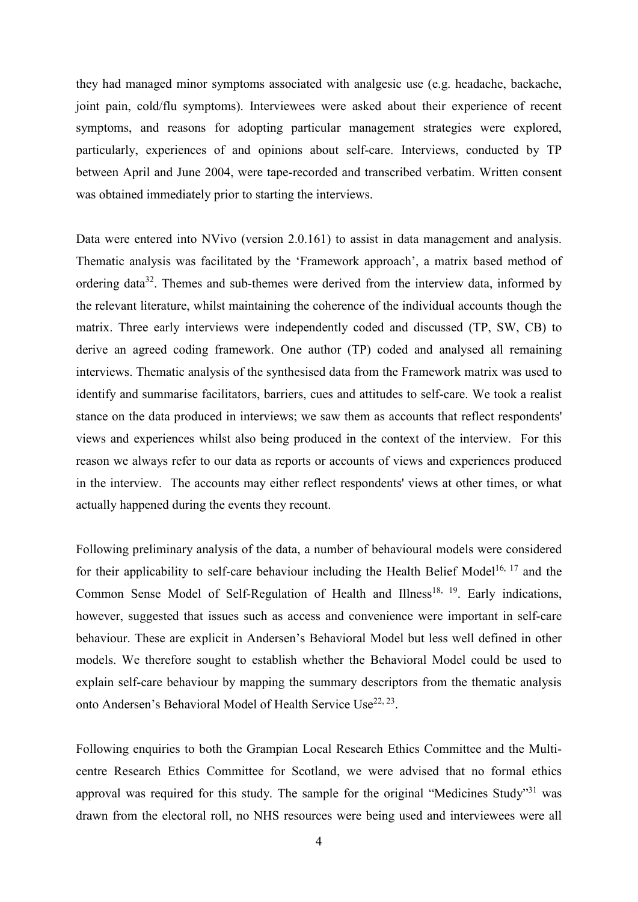they had managed minor symptoms associated with analgesic use (e.g. headache, backache, joint pain, cold/flu symptoms). Interviewees were asked about their experience of recent symptoms, and reasons for adopting particular management strategies were explored, particularly, experiences of and opinions about self-care. Interviews, conducted by TP between April and June 2004, were tape-recorded and transcribed verbatim. Written consent was obtained immediately prior to starting the interviews.

Data were entered into NVivo (version 2.0.161) to assist in data management and analysis. Thematic analysis was facilitated by the 'Framework approach', a matrix based method of ordering data[32]. Themes and sub-themes were derived from the interview data, informed by the relevant literature, whilst maintaining the coherence of the individual accounts though the matrix. Three early interviews were independently coded and discussed (TP, SW, CB) to derive an agreed coding framework. One author (TP) coded and analysed all remaining interviews. Thematic analysis of the synthesised data from the Framework matrix was used to identify and summarise facilitators, barriers, cues and attitudes to self-care. We took a realist stance on the data produced in interviews; we saw them as accounts that reflect respondents' views and experiences whilst also being produced in the context of the interview. For this reason we always refer to our data as reports or accounts of views and experiences produced in the interview. The accounts may either reflect respondents' views at other times, or what actually happened during the events they recount.

Following preliminary analysis of the data, a number of behavioural models were considered for their applicability to self-care behaviour including the Health Belief Model[16, 17] and the Common Sense Model of Self-Regulation of Health and Illness[18, 19]. Early indications, however, suggested that issues such as access and convenience were important in self-care behaviour. These are explicit in Andersen's Behavioral Model but less well defined in other models. We therefore sought to establish whether the Behavioral Model could be used to explain self-care behaviour by mapping the summary descriptors from the thematic analysis onto Andersen's Behavioral Model of Health Service Use[22, 23].

Following enquiries to both the Grampian Local Research Ethics Committee and the Multi-centre Research Ethics Committee for Scotland, we were advised that no formal ethics approval was required for this study. The sample for the original "Medicines Study"[31] was drawn from the electoral roll, no NHS resources were being used and interviewees were all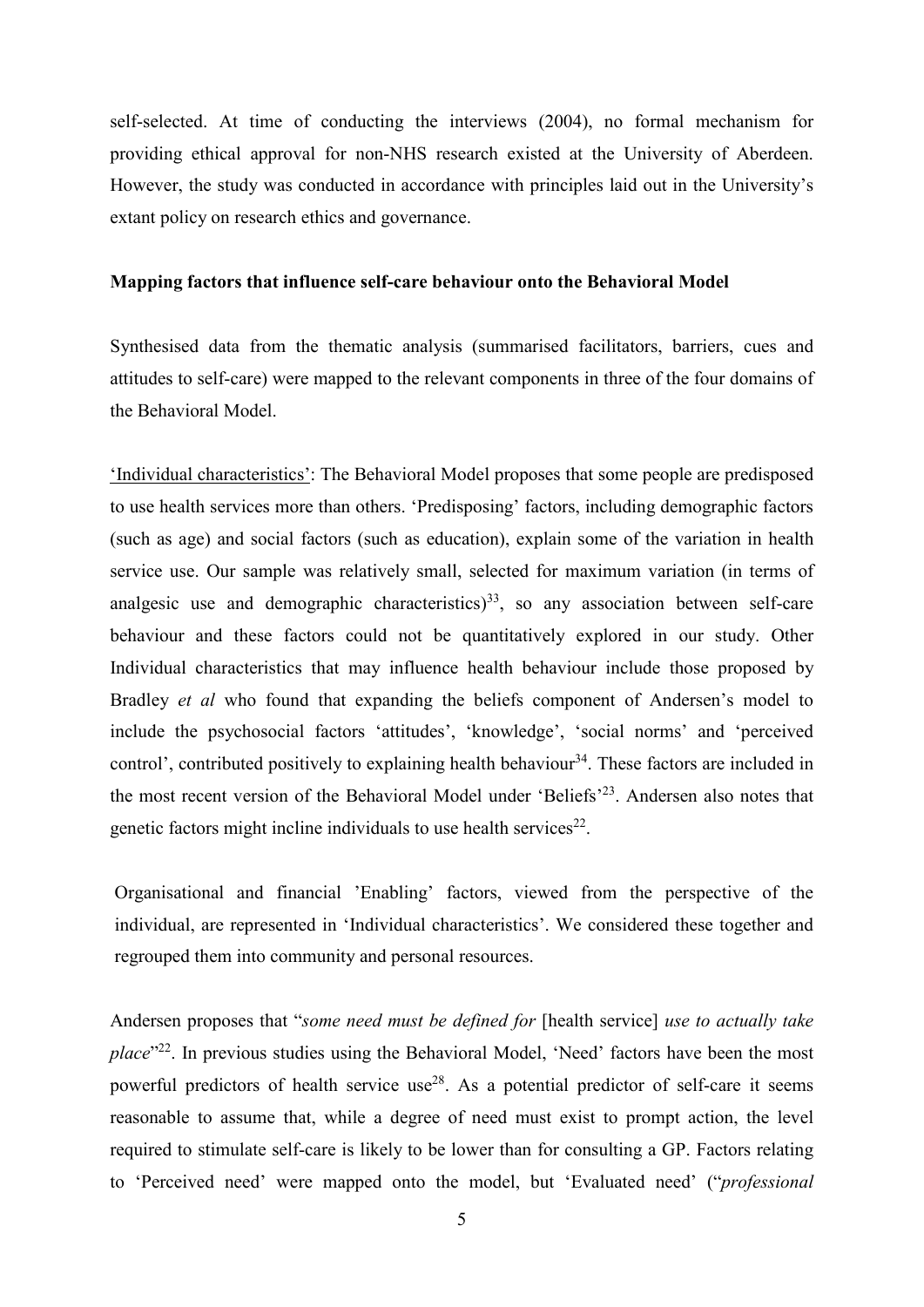self-selected. At time of conducting the interviews (2004), no formal mechanism for providing ethical approval for non-NHS research existed at the University of Aberdeen. However, the study was conducted in accordance with principles laid out in the University's extant policy on research ethics and governance.

**Mapping factors that influence self-care behaviour onto the Behavioral Model**

Synthesised data from the thematic analysis (summarised facilitators, barriers, cues and attitudes to self-care) were mapped to the relevant components in three of the four domains of the Behavioral Model.

'Individual characteristics': The Behavioral Model proposes that some people are predisposed to use health services more than others. 'Predisposing' factors, including demographic factors (such as age) and social factors (such as education), explain some of the variation in health service use. Our sample was relatively small, selected for maximum variation (in terms of analgesic use and demographic characteristics)[33], so any association between self-care behaviour and these factors could not be quantitatively explored in our study. Other Individual characteristics that may influence health behaviour include those proposed by Bradley *et al* who found that expanding the beliefs component of Andersen's model to include the psychosocial factors 'attitudes', 'knowledge', 'social norms' and 'perceived control', contributed positively to explaining health behaviour[34]. These factors are included in the most recent version of the Behavioral Model under 'Beliefs'[23]. Andersen also notes that genetic factors might incline individuals to use health services[22].

Organisational and financial 'Enabling' factors, viewed from the perspective of the individual, are represented in 'Individual characteristics'. We considered these together and regrouped them into community and personal resources.

Andersen proposes that "*some need must be defined for* [health service] *use to actually take place*"[22]. In previous studies using the Behavioral Model, 'Need' factors have been the most powerful predictors of health service use[28]. As a potential predictor of self-care it seems reasonable to assume that, while a degree of need must exist to prompt action, the level required to stimulate self-care is likely to be lower than for consulting a GP. Factors relating to 'Perceived need' were mapped onto the model, but 'Evaluated need' ("*professional*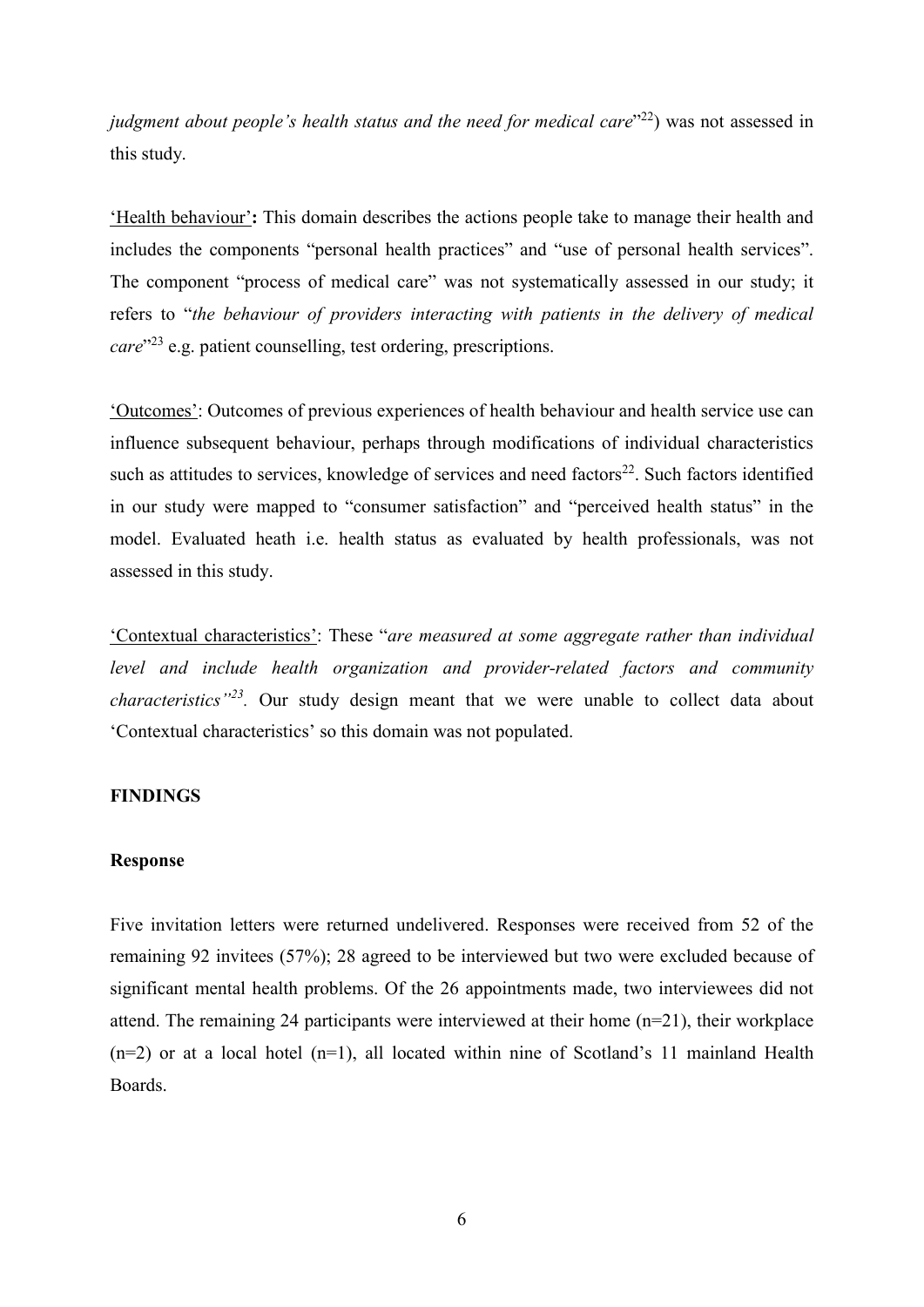*judgment about people's health status and the need for medical care*"[22]) was not assessed in this study.

'Health behaviour'**:** This domain describes the actions people take to manage their health and includes the components "personal health practices" and "use of personal health services". The component "process of medical care" was not systematically assessed in our study; it refers to "*the behaviour of providers interacting with patients in the delivery of medical care*"[23] e.g. patient counselling, test ordering, prescriptions.

'Outcomes': Outcomes of previous experiences of health behaviour and health service use can influence subsequent behaviour, perhaps through modifications of individual characteristics such as attitudes to services, knowledge of services and need factors[22]. Such factors identified in our study were mapped to "consumer satisfaction" and "perceived health status" in the model. Evaluated heath i.e. health status as evaluated by health professionals, was not assessed in this study.

'Contextual characteristics': These "*are measured at some aggregate rather than individual level and include health organization and provider-related factors and community characteristics"*[23]. Our study design meant that we were unable to collect data about 'Contextual characteristics' so this domain was not populated.

## FINDINGS

### Response

Five invitation letters were returned undelivered. Responses were received from 52 of the remaining 92 invitees (57%); 28 agreed to be interviewed but two were excluded because of significant mental health problems. Of the 26 appointments made, two interviewees did not attend. The remaining 24 participants were interviewed at their home (n=21), their workplace (n=2) or at a local hotel (n=1), all located within nine of Scotland's 11 mainland Health Boards.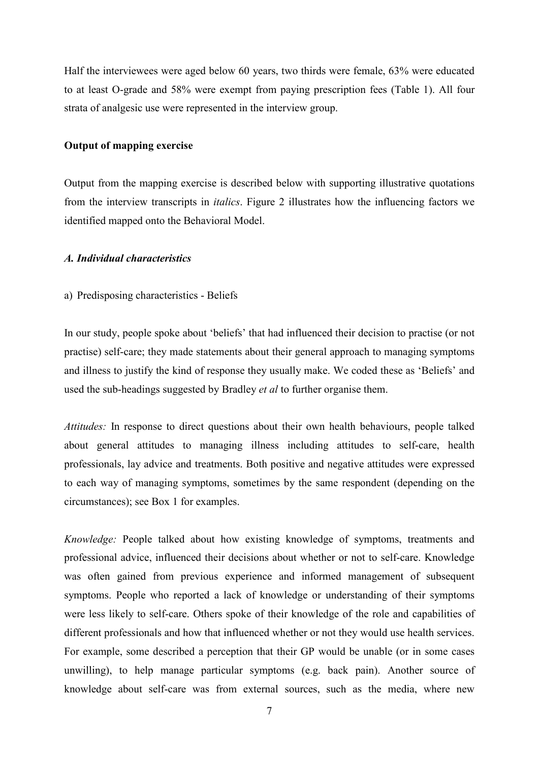Half the interviewees were aged below 60 years, two thirds were female, 63% were educated to at least O-grade and 58% were exempt from paying prescription fees (Table 1). All four strata of analgesic use were represented in the interview group.

**Output of mapping exercise**

Output from the mapping exercise is described below with supporting illustrative quotations from the interview transcripts in *italics*. Figure 2 illustrates how the influencing factors we identified mapped onto the Behavioral Model.

***A. Individual characteristics***

a) Predisposing characteristics - Beliefs

In our study, people spoke about 'beliefs' that had influenced their decision to practise (or not practise) self-care; they made statements about their general approach to managing symptoms and illness to justify the kind of response they usually make. We coded these as 'Beliefs' and used the sub-headings suggested by Bradley *et al* to further organise them.

*Attitudes:* In response to direct questions about their own health behaviours, people talked about general attitudes to managing illness including attitudes to self-care, health professionals, lay advice and treatments. Both positive and negative attitudes were expressed to each way of managing symptoms, sometimes by the same respondent (depending on the circumstances); see Box 1 for examples.

*Knowledge:* People talked about how existing knowledge of symptoms, treatments and professional advice, influenced their decisions about whether or not to self-care. Knowledge was often gained from previous experience and informed management of subsequent symptoms. People who reported a lack of knowledge or understanding of their symptoms were less likely to self-care. Others spoke of their knowledge of the role and capabilities of different professionals and how that influenced whether or not they would use health services. For example, some described a perception that their GP would be unable (or in some cases unwilling), to help manage particular symptoms (e.g. back pain). Another source of knowledge about self-care was from external sources, such as the media, where new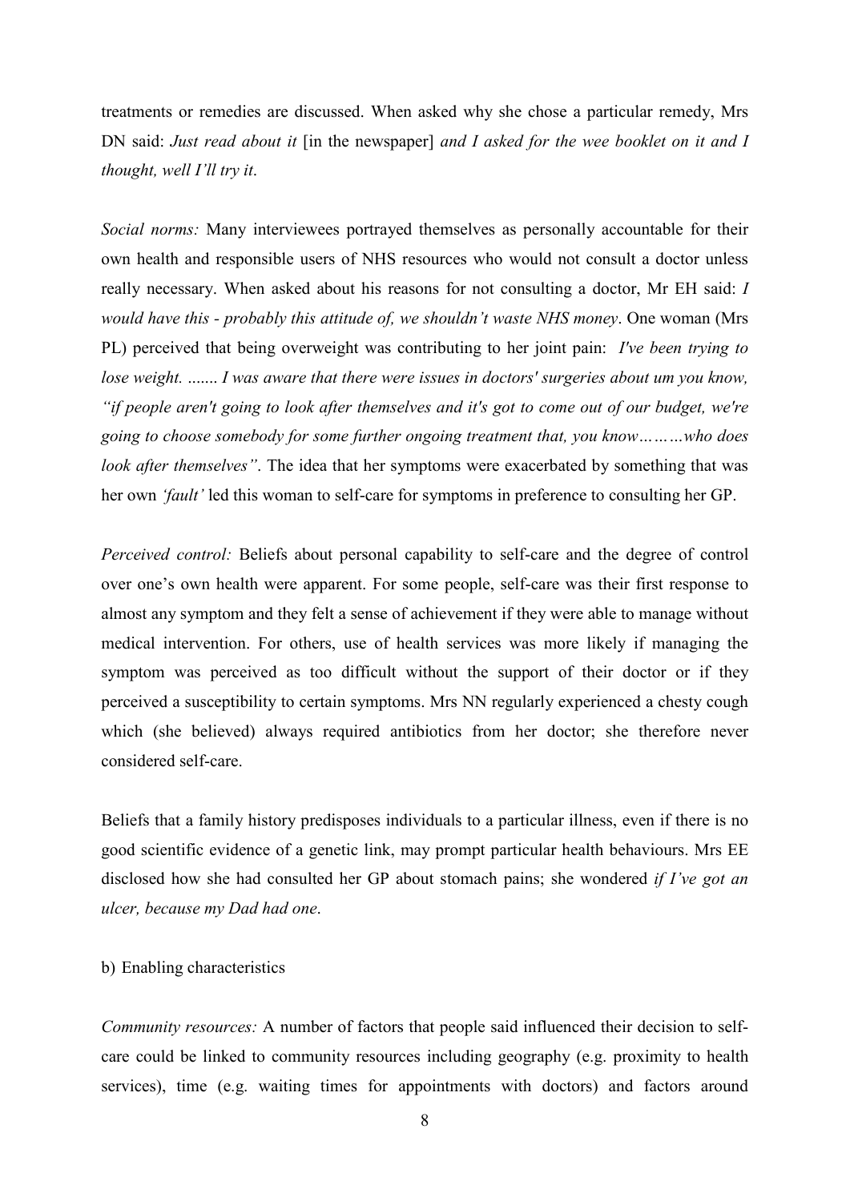treatments or remedies are discussed. When asked why she chose a particular remedy, Mrs DN said: *Just read about it* [in the newspaper] *and I asked for the wee booklet on it and I thought, well I'll try it*.

*Social norms:* Many interviewees portrayed themselves as personally accountable for their own health and responsible users of NHS resources who would not consult a doctor unless really necessary. When asked about his reasons for not consulting a doctor, Mr EH said: *I would have this - probably this attitude of, we shouldn't waste NHS money*. One woman (Mrs PL) perceived that being overweight was contributing to her joint pain: *I've been trying to lose weight. ....... I was aware that there were issues in doctors' surgeries about um you know, "if people aren't going to look after themselves and it's got to come out of our budget, we're going to choose somebody for some further ongoing treatment that, you know………who does look after themselves"*. The idea that her symptoms were exacerbated by something that was her own *'fault'* led this woman to self-care for symptoms in preference to consulting her GP.

*Perceived control:* Beliefs about personal capability to self-care and the degree of control over one's own health were apparent. For some people, self-care was their first response to almost any symptom and they felt a sense of achievement if they were able to manage without medical intervention. For others, use of health services was more likely if managing the symptom was perceived as too difficult without the support of their doctor or if they perceived a susceptibility to certain symptoms. Mrs NN regularly experienced a chesty cough which (she believed) always required antibiotics from her doctor; she therefore never considered self-care.

Beliefs that a family history predisposes individuals to a particular illness, even if there is no good scientific evidence of a genetic link, may prompt particular health behaviours. Mrs EE disclosed how she had consulted her GP about stomach pains; she wondered *if I've got an ulcer, because my Dad had one*.

b) Enabling characteristics

*Community resources:* A number of factors that people said influenced their decision to self-care could be linked to community resources including geography (e.g. proximity to health services), time (e.g. waiting times for appointments with doctors) and factors around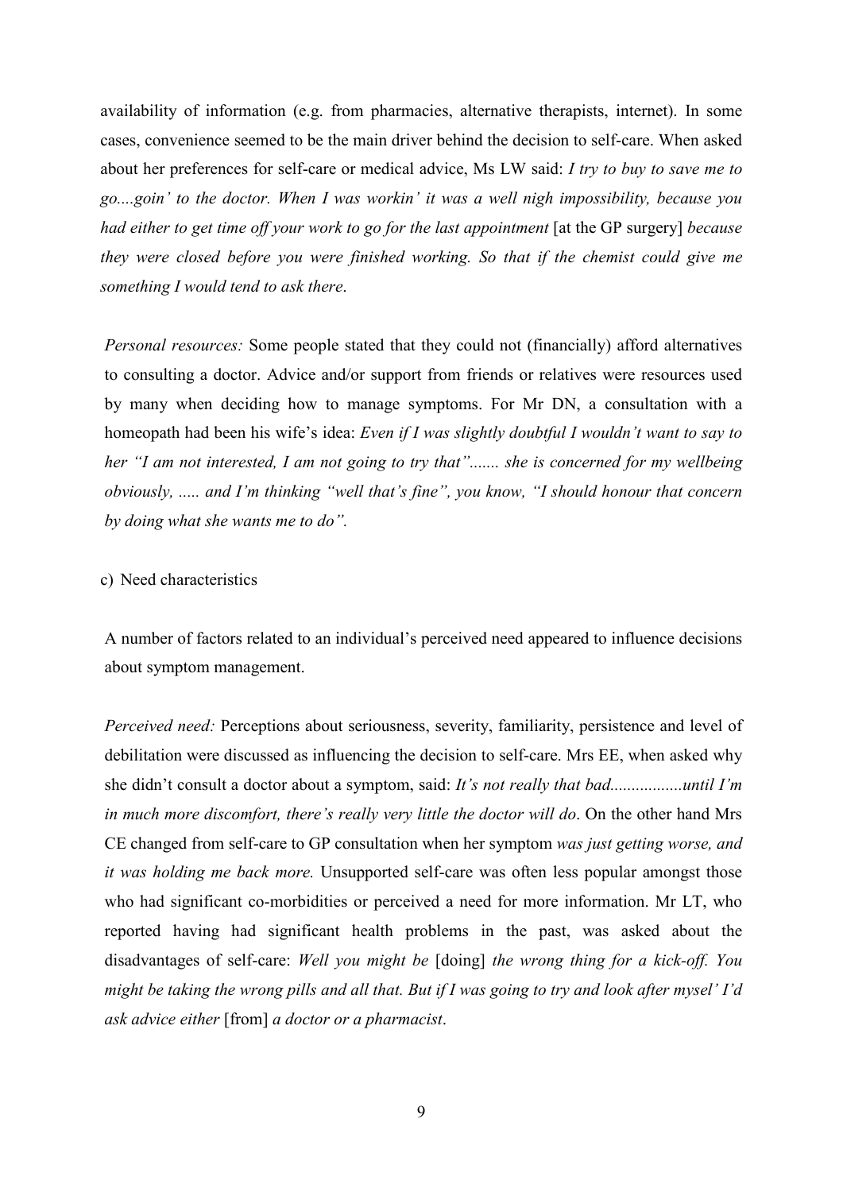availability of information (e.g. from pharmacies, alternative therapists, internet). In some cases, convenience seemed to be the main driver behind the decision to self-care. When asked about her preferences for self-care or medical advice, Ms LW said: *I try to buy to save me to go....goin' to the doctor. When I was workin' it was a well nigh impossibility, because you had either to get time off your work to go for the last appointment* [at the GP surgery] *because they were closed before you were finished working. So that if the chemist could give me something I would tend to ask there*.

*Personal resources:* Some people stated that they could not (financially) afford alternatives to consulting a doctor. Advice and/or support from friends or relatives were resources used by many when deciding how to manage symptoms. For Mr DN, a consultation with a homeopath had been his wife's idea: *Even if I was slightly doubtful I wouldn't want to say to her "I am not interested, I am not going to try that"....... she is concerned for my wellbeing obviously, ..... and I'm thinking "well that's fine", you know, "I should honour that concern by doing what she wants me to do".*

c) Need characteristics

A number of factors related to an individual's perceived need appeared to influence decisions about symptom management.

*Perceived need:* Perceptions about seriousness, severity, familiarity, persistence and level of debilitation were discussed as influencing the decision to self-care. Mrs EE, when asked why she didn't consult a doctor about a symptom, said: *It's not really that bad.................until I'm in much more discomfort, there's really very little the doctor will do*. On the other hand Mrs CE changed from self-care to GP consultation when her symptom *was just getting worse, and it was holding me back more.* Unsupported self-care was often less popular amongst those who had significant co-morbidities or perceived a need for more information. Mr LT, who reported having had significant health problems in the past, was asked about the disadvantages of self-care: *Well you might be* [doing] *the wrong thing for a kick-off. You might be taking the wrong pills and all that. But if I was going to try and look after mysel' I'd ask advice either* [from] *a doctor or a pharmacist*.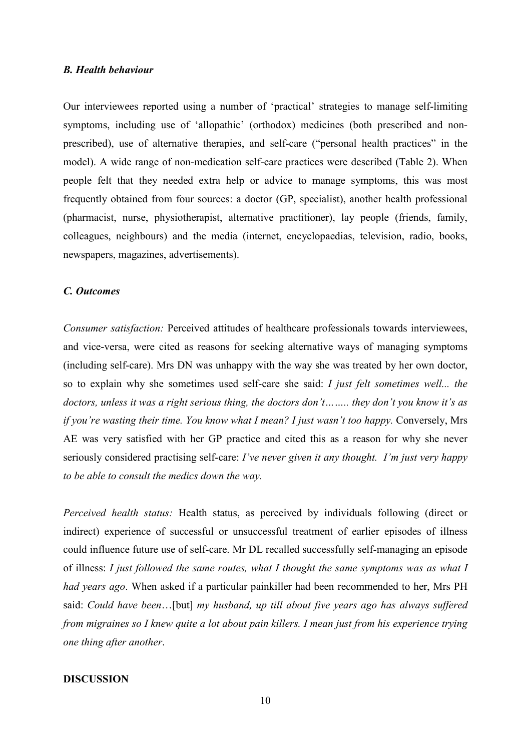### *B. Health behaviour*

Our interviewees reported using a number of 'practical' strategies to manage self-limiting symptoms, including use of 'allopathic' (orthodox) medicines (both prescribed and non-prescribed), use of alternative therapies, and self-care ("personal health practices" in the model). A wide range of non-medication self-care practices were described (Table 2). When people felt that they needed extra help or advice to manage symptoms, this was most frequently obtained from four sources: a doctor (GP, specialist), another health professional (pharmacist, nurse, physiotherapist, alternative practitioner), lay people (friends, family, colleagues, neighbours) and the media (internet, encyclopaedias, television, radio, books, newspapers, magazines, advertisements).

### *C. Outcomes*

*Consumer satisfaction:* Perceived attitudes of healthcare professionals towards interviewees, and vice-versa, were cited as reasons for seeking alternative ways of managing symptoms (including self-care). Mrs DN was unhappy with the way she was treated by her own doctor, so to explain why she sometimes used self-care she said: *I just felt sometimes well... the doctors, unless it was a right serious thing, the doctors don't…….. they don't you know it's as if you're wasting their time. You know what I mean? I just wasn't too happy.* Conversely, Mrs AE was very satisfied with her GP practice and cited this as a reason for why she never seriously considered practising self-care: *I've never given it any thought. I'm just very happy to be able to consult the medics down the way.*

*Perceived health status:* Health status, as perceived by individuals following (direct or indirect) experience of successful or unsuccessful treatment of earlier episodes of illness could influence future use of self-care. Mr DL recalled successfully self-managing an episode of illness: *I just followed the same routes, what I thought the same symptoms was as what I had years ago*. When asked if a particular painkiller had been recommended to her, Mrs PH said: *Could have been*…[but] *my husband, up till about five years ago has always suffered from migraines so I knew quite a lot about pain killers. I mean just from his experience trying one thing after another*.

## DISCUSSION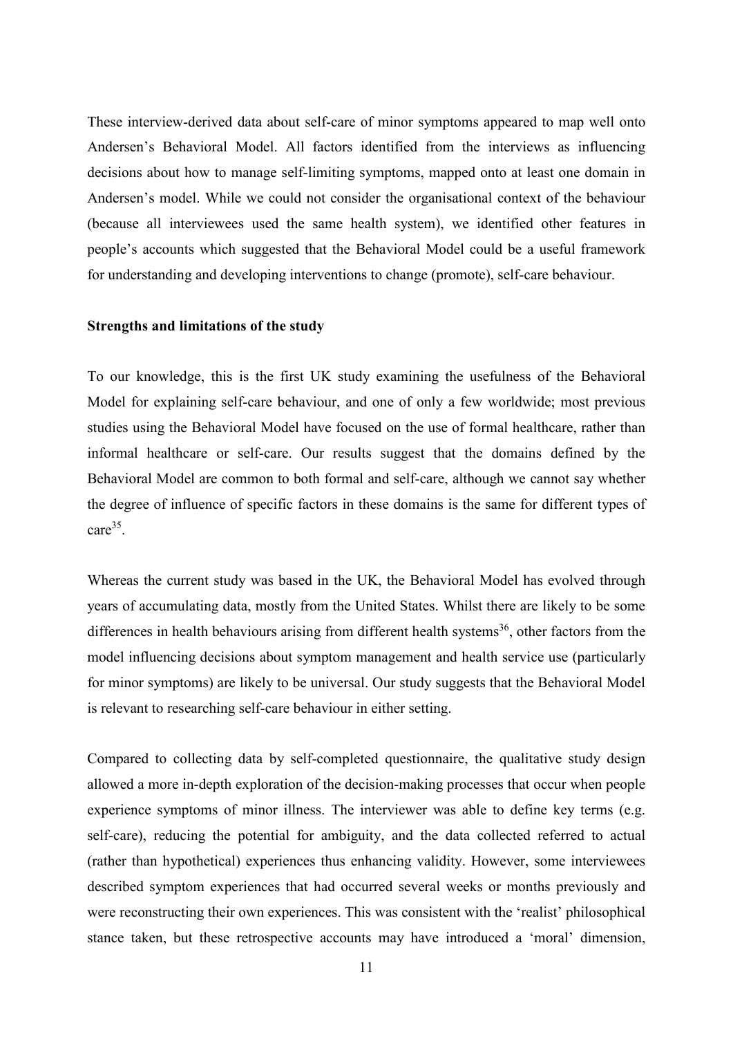These interview-derived data about self-care of minor symptoms appeared to map well onto Andersen's Behavioral Model. All factors identified from the interviews as influencing decisions about how to manage self-limiting symptoms, mapped onto at least one domain in Andersen's model. While we could not consider the organisational context of the behaviour (because all interviewees used the same health system), we identified other features in people's accounts which suggested that the Behavioral Model could be a useful framework for understanding and developing interventions to change (promote), self-care behaviour.

**Strengths and limitations of the study**

To our knowledge, this is the first UK study examining the usefulness of the Behavioral Model for explaining self-care behaviour, and one of only a few worldwide; most previous studies using the Behavioral Model have focused on the use of formal healthcare, rather than informal healthcare or self-care. Our results suggest that the domains defined by the Behavioral Model are common to both formal and self-care, although we cannot say whether the degree of influence of specific factors in these domains is the same for different types of care[35].

Whereas the current study was based in the UK, the Behavioral Model has evolved through years of accumulating data, mostly from the United States. Whilst there are likely to be some differences in health behaviours arising from different health systems[36], other factors from the model influencing decisions about symptom management and health service use (particularly for minor symptoms) are likely to be universal. Our study suggests that the Behavioral Model is relevant to researching self-care behaviour in either setting.

Compared to collecting data by self-completed questionnaire, the qualitative study design allowed a more in-depth exploration of the decision-making processes that occur when people experience symptoms of minor illness. The interviewer was able to define key terms (e.g. self-care), reducing the potential for ambiguity, and the data collected referred to actual (rather than hypothetical) experiences thus enhancing validity. However, some interviewees described symptom experiences that had occurred several weeks or months previously and were reconstructing their own experiences. This was consistent with the 'realist' philosophical stance taken, but these retrospective accounts may have introduced a 'moral' dimension,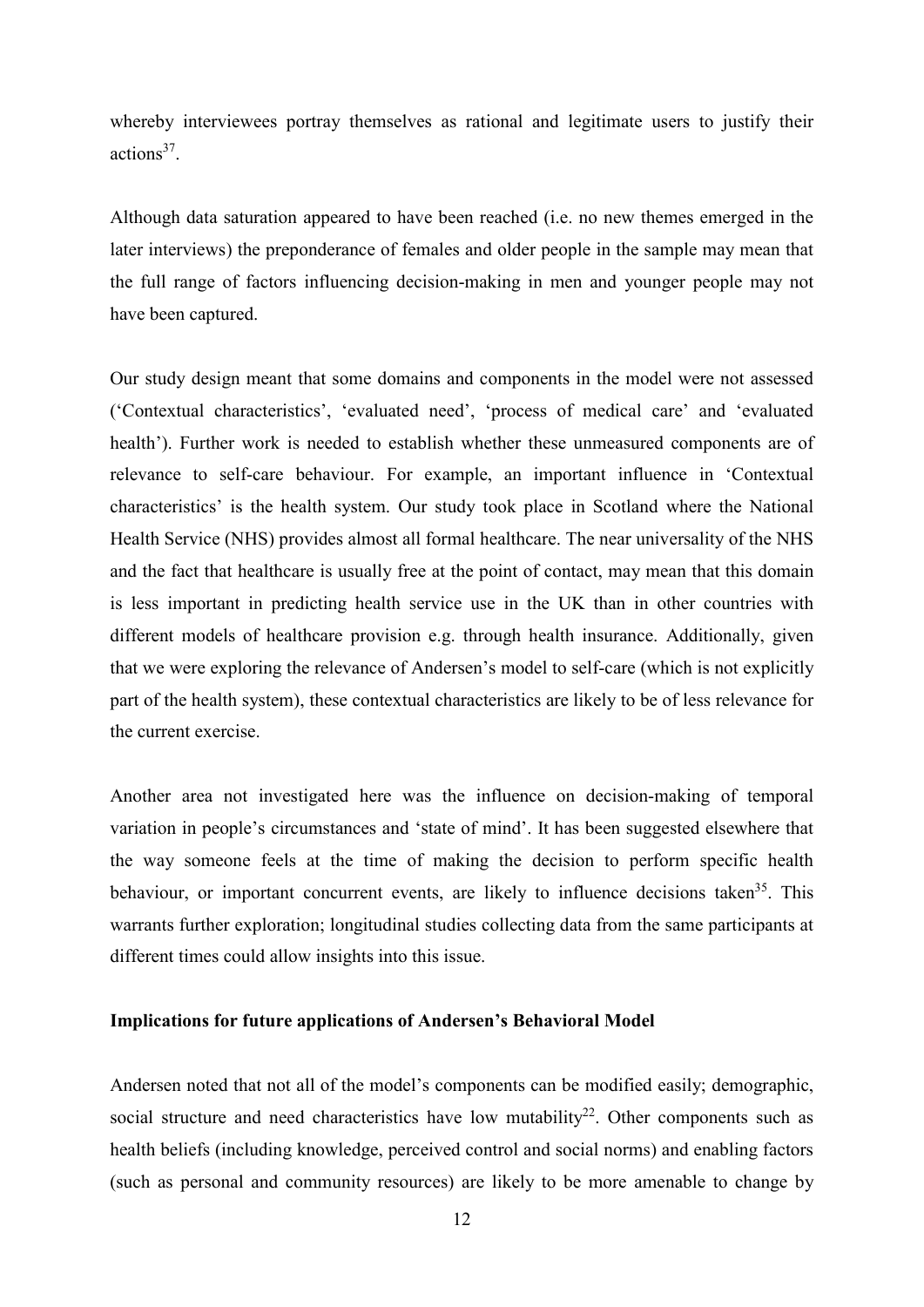whereby interviewees portray themselves as rational and legitimate users to justify their actions[37].

Although data saturation appeared to have been reached (i.e. no new themes emerged in the later interviews) the preponderance of females and older people in the sample may mean that the full range of factors influencing decision-making in men and younger people may not have been captured.

Our study design meant that some domains and components in the model were not assessed ('Contextual characteristics', 'evaluated need', 'process of medical care' and 'evaluated health'). Further work is needed to establish whether these unmeasured components are of relevance to self-care behaviour. For example, an important influence in 'Contextual characteristics' is the health system. Our study took place in Scotland where the National Health Service (NHS) provides almost all formal healthcare. The near universality of the NHS and the fact that healthcare is usually free at the point of contact, may mean that this domain is less important in predicting health service use in the UK than in other countries with different models of healthcare provision e.g. through health insurance. Additionally, given that we were exploring the relevance of Andersen's model to self-care (which is not explicitly part of the health system), these contextual characteristics are likely to be of less relevance for the current exercise.

Another area not investigated here was the influence on decision-making of temporal variation in people's circumstances and 'state of mind'. It has been suggested elsewhere that the way someone feels at the time of making the decision to perform specific health behaviour, or important concurrent events, are likely to influence decisions taken[35]. This warrants further exploration; longitudinal studies collecting data from the same participants at different times could allow insights into this issue.

**Implications for future applications of Andersen's Behavioral Model**

Andersen noted that not all of the model's components can be modified easily; demographic, social structure and need characteristics have low mutability[22]. Other components such as health beliefs (including knowledge, perceived control and social norms) and enabling factors (such as personal and community resources) are likely to be more amenable to change by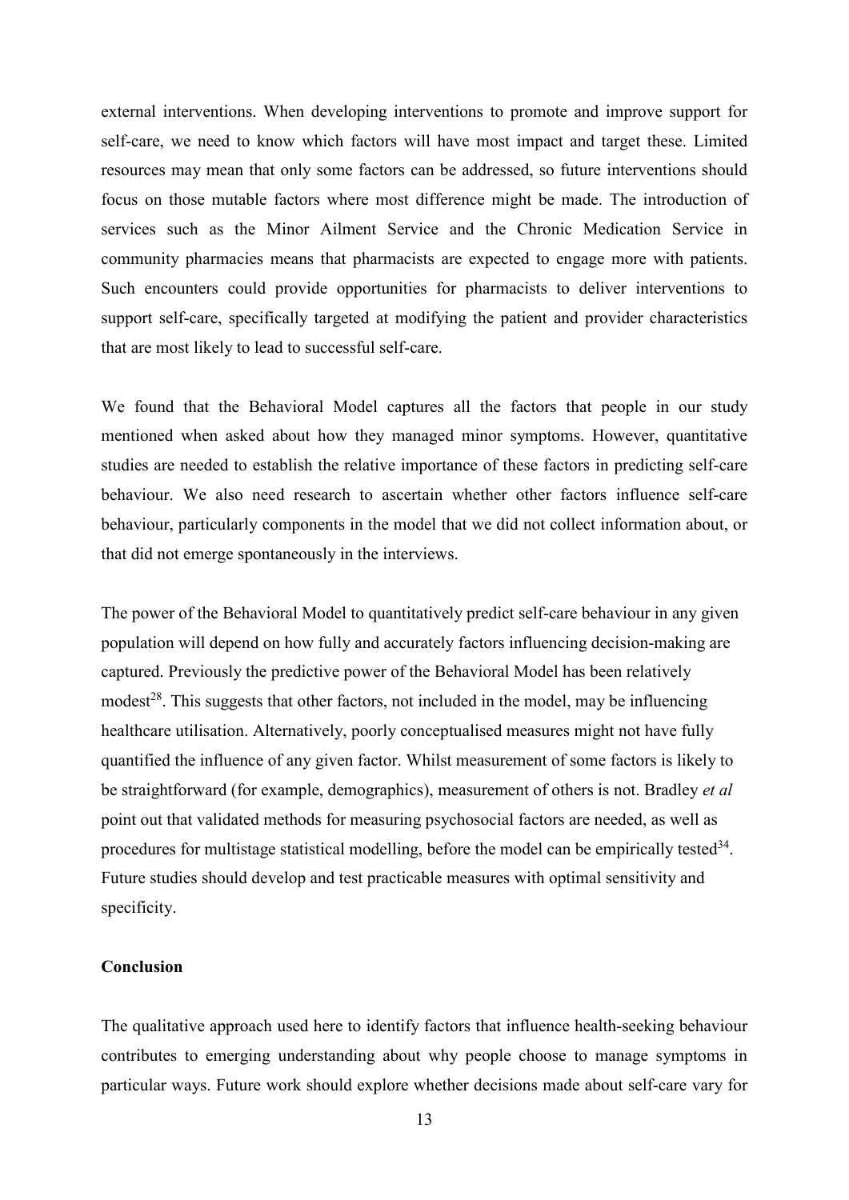external interventions. When developing interventions to promote and improve support for self-care, we need to know which factors will have most impact and target these. Limited resources may mean that only some factors can be addressed, so future interventions should focus on those mutable factors where most difference might be made. The introduction of services such as the Minor Ailment Service and the Chronic Medication Service in community pharmacies means that pharmacists are expected to engage more with patients. Such encounters could provide opportunities for pharmacists to deliver interventions to support self-care, specifically targeted at modifying the patient and provider characteristics that are most likely to lead to successful self-care.

We found that the Behavioral Model captures all the factors that people in our study mentioned when asked about how they managed minor symptoms. However, quantitative studies are needed to establish the relative importance of these factors in predicting self-care behaviour. We also need research to ascertain whether other factors influence self-care behaviour, particularly components in the model that we did not collect information about, or that did not emerge spontaneously in the interviews.

The power of the Behavioral Model to quantitatively predict self-care behaviour in any given population will depend on how fully and accurately factors influencing decision-making are captured. Previously the predictive power of the Behavioral Model has been relatively modest[28]. This suggests that other factors, not included in the model, may be influencing healthcare utilisation. Alternatively, poorly conceptualised measures might not have fully quantified the influence of any given factor. Whilst measurement of some factors is likely to be straightforward (for example, demographics), measurement of others is not. Bradley *et al* point out that validated methods for measuring psychosocial factors are needed, as well as procedures for multistage statistical modelling, before the model can be empirically tested[34]. Future studies should develop and test practicable measures with optimal sensitivity and specificity.

**Conclusion**

The qualitative approach used here to identify factors that influence health-seeking behaviour contributes to emerging understanding about why people choose to manage symptoms in particular ways. Future work should explore whether decisions made about self-care vary for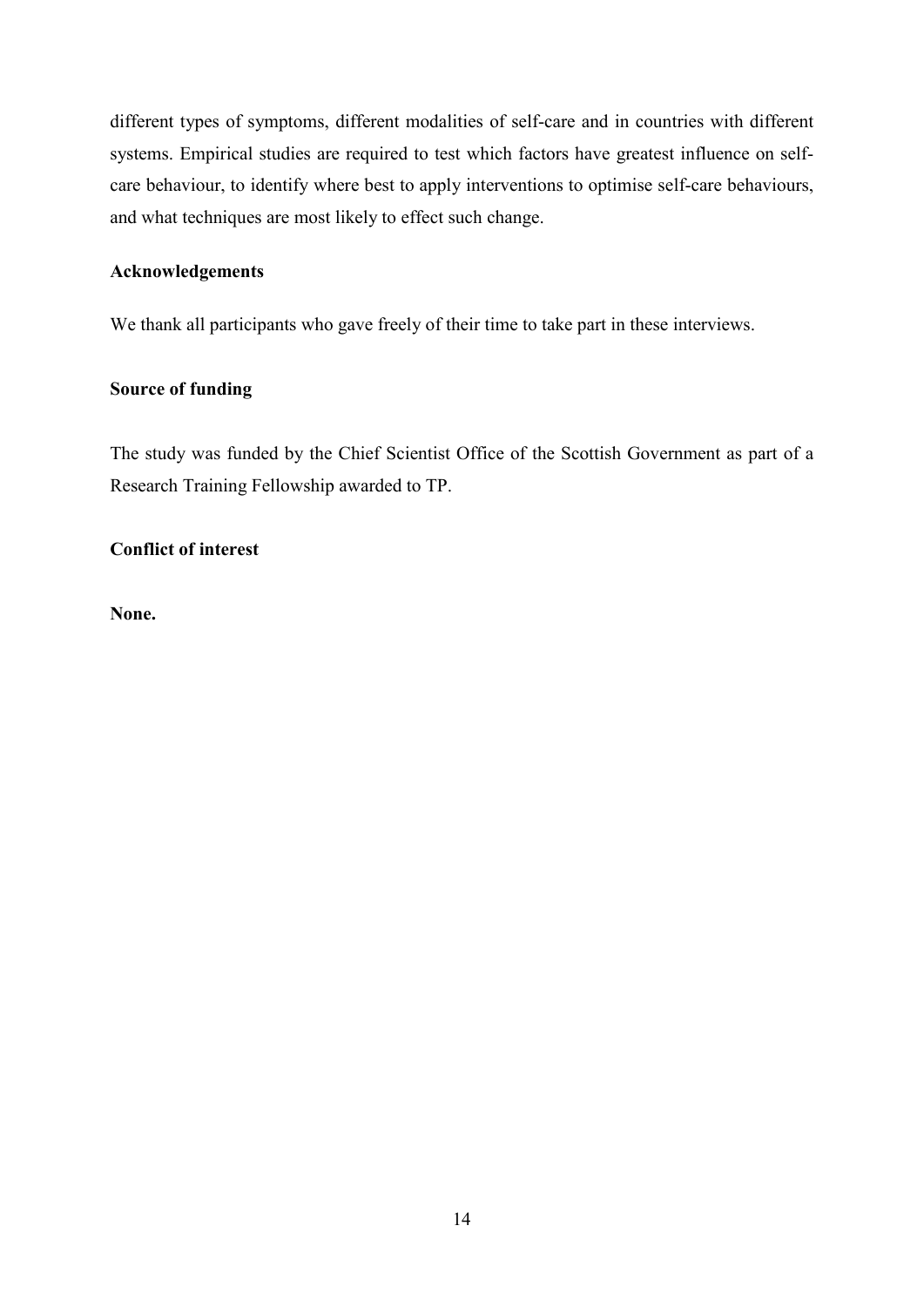different types of symptoms, different modalities of self-care and in countries with different systems. Empirical studies are required to test which factors have greatest influence on self-care behaviour, to identify where best to apply interventions to optimise self-care behaviours, and what techniques are most likely to effect such change.

## Acknowledgements

We thank all participants who gave freely of their time to take part in these interviews.

## Source of funding

The study was funded by the Chief Scientist Office of the Scottish Government as part of a Research Training Fellowship awarded to TP.

## Conflict of interest

**None.**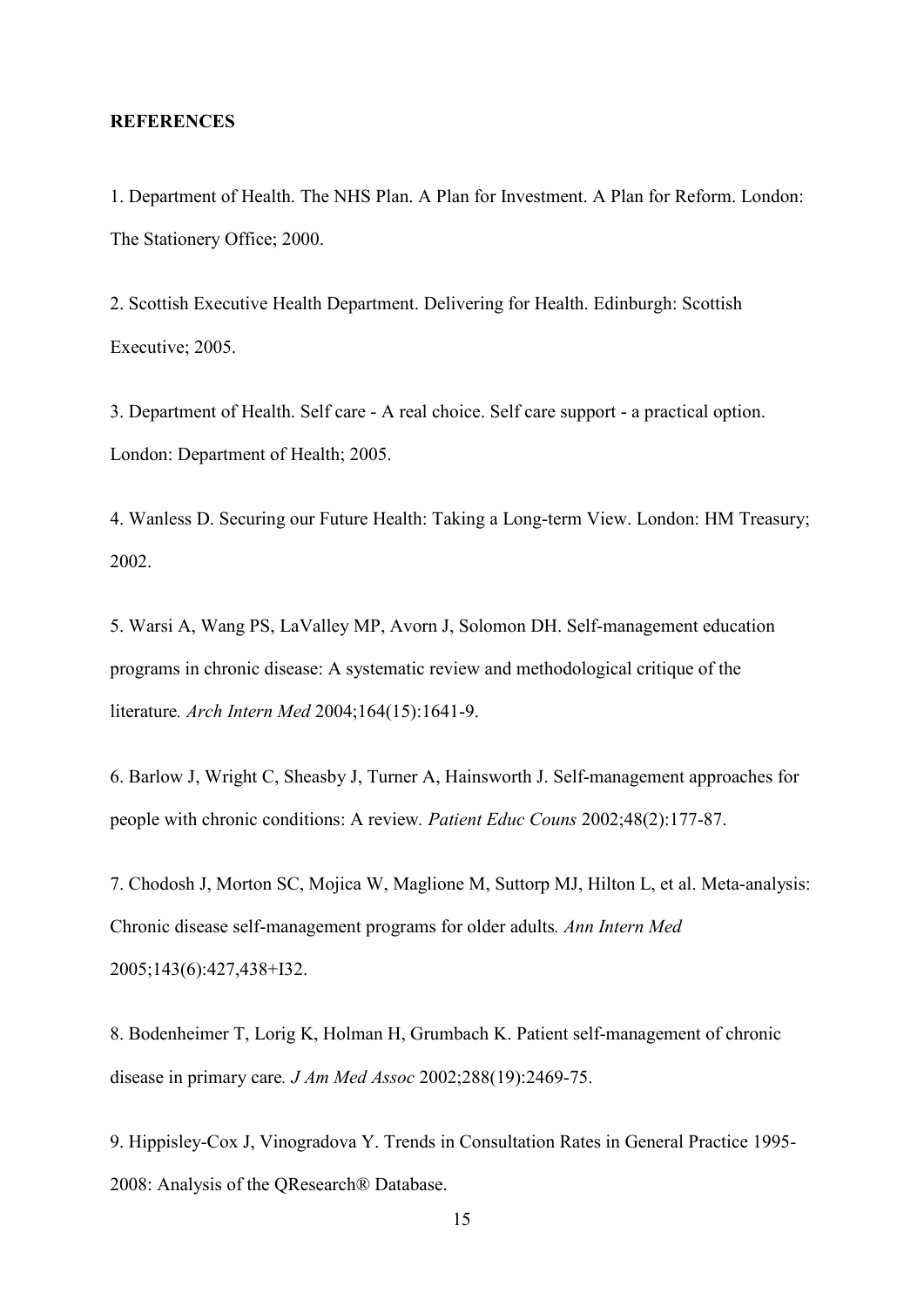**REFERENCES**

1. Department of Health. The NHS Plan. A Plan for Investment. A Plan for Reform. London: The Stationery Office; 2000.

2. Scottish Executive Health Department. Delivering for Health. Edinburgh: Scottish Executive; 2005.

3. Department of Health. Self care - A real choice. Self care support - a practical option. London: Department of Health; 2005.

4. Wanless D. Securing our Future Health: Taking a Long-term View. London: HM Treasury; 2002.

5. Warsi A, Wang PS, LaValley MP, Avorn J, Solomon DH. Self-management education programs in chronic disease: A systematic review and methodological critique of the literature. *Arch Intern Med* 2004;164(15):1641-9.

6. Barlow J, Wright C, Sheasby J, Turner A, Hainsworth J. Self-management approaches for people with chronic conditions: A review. *Patient Educ Couns* 2002;48(2):177-87.

7. Chodosh J, Morton SC, Mojica W, Maglione M, Suttorp MJ, Hilton L, et al. Meta-analysis: Chronic disease self-management programs for older adults. *Ann Intern Med* 2005;143(6):427,438+I32.

8. Bodenheimer T, Lorig K, Holman H, Grumbach K. Patient self-management of chronic disease in primary care. *J Am Med Assoc* 2002;288(19):2469-75.

9. Hippisley-Cox J, Vinogradova Y. Trends in Consultation Rates in General Practice 1995-2008: Analysis of the QResearch® Database.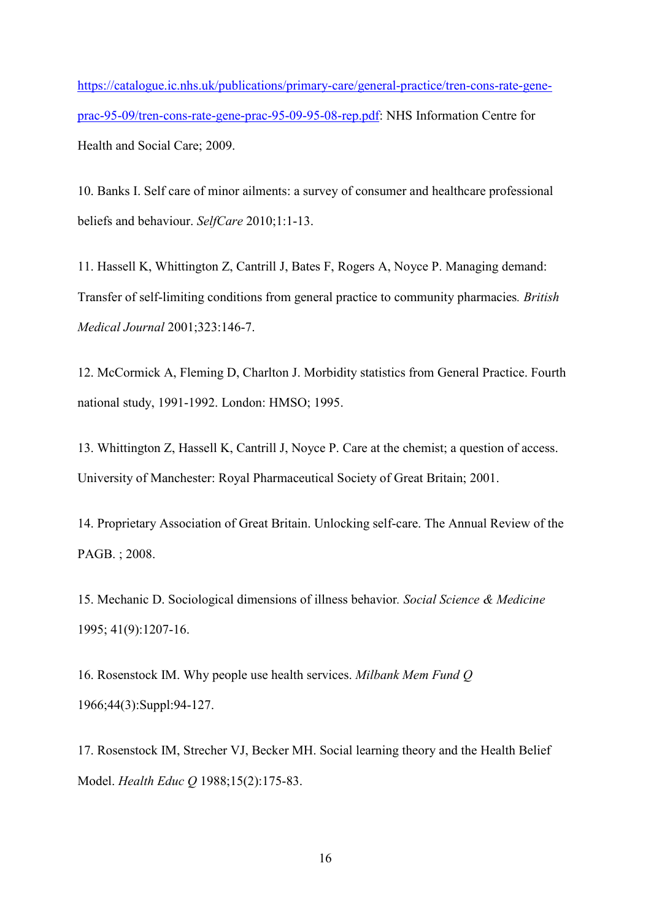https://catalogue.ic.nhs.uk/publications/primary-care/general-practice/tren-cons-rate-gene-prac-95-09/tren-cons-rate-gene-prac-95-09-95-08-rep.pdf: NHS Information Centre for Health and Social Care; 2009.

10. Banks I. Self care of minor ailments: a survey of consumer and healthcare professional beliefs and behaviour. *SelfCare* 2010;1:1-13.

11. Hassell K, Whittington Z, Cantrill J, Bates F, Rogers A, Noyce P. Managing demand: Transfer of self-limiting conditions from general practice to community pharmacies. *British Medical Journal* 2001;323:146-7.

12. McCormick A, Fleming D, Charlton J. Morbidity statistics from General Practice. Fourth national study, 1991-1992. London: HMSO; 1995.

13. Whittington Z, Hassell K, Cantrill J, Noyce P. Care at the chemist; a question of access. University of Manchester: Royal Pharmaceutical Society of Great Britain; 2001.

14. Proprietary Association of Great Britain. Unlocking self-care. The Annual Review of the PAGB. ; 2008.

15. Mechanic D. Sociological dimensions of illness behavior. *Social Science & Medicine* 1995; 41(9):1207-16.

16. Rosenstock IM. Why people use health services. *Milbank Mem Fund Q* 1966;44(3):Suppl:94-127.

17. Rosenstock IM, Strecher VJ, Becker MH. Social learning theory and the Health Belief Model. *Health Educ Q* 1988;15(2):175-83.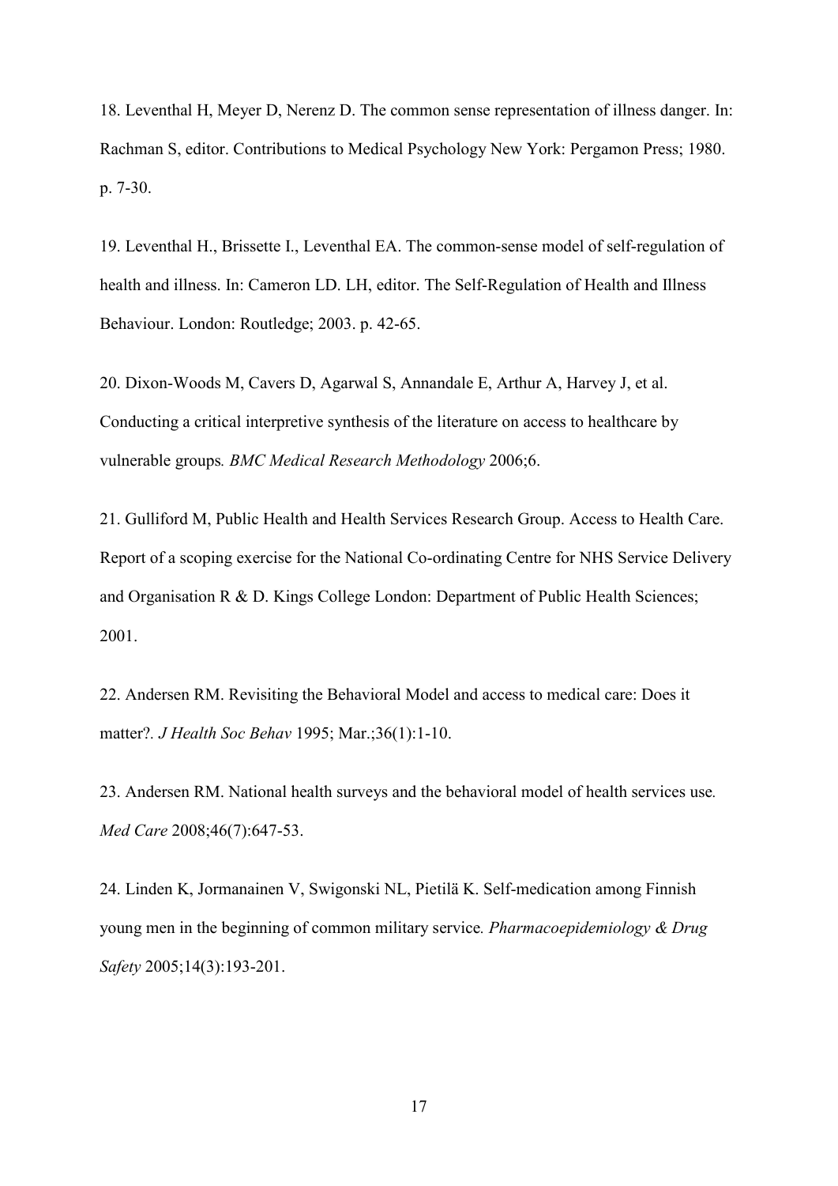18. Leventhal H, Meyer D, Nerenz D. The common sense representation of illness danger. In: Rachman S, editor. Contributions to Medical Psychology New York: Pergamon Press; 1980. p. 7-30.

19. Leventhal H., Brissette I., Leventhal EA. The common-sense model of self-regulation of health and illness. In: Cameron LD. LH, editor. The Self-Regulation of Health and Illness Behaviour. London: Routledge; 2003. p. 42-65.

20. Dixon-Woods M, Cavers D, Agarwal S, Annandale E, Arthur A, Harvey J, et al. Conducting a critical interpretive synthesis of the literature on access to healthcare by vulnerable groups*. BMC Medical Research Methodology* 2006;6.

21. Gulliford M, Public Health and Health Services Research Group. Access to Health Care. Report of a scoping exercise for the National Co-ordinating Centre for NHS Service Delivery and Organisation R & D. Kings College London: Department of Public Health Sciences; 2001.

22. Andersen RM. Revisiting the Behavioral Model and access to medical care: Does it matter?. *J Health Soc Behav* 1995; Mar.;36(1):1-10.

23. Andersen RM. National health surveys and the behavioral model of health services use*. Med Care* 2008;46(7):647-53.

24. Linden K, Jormanainen V, Swigonski NL, Pietilä K. Self-medication among Finnish young men in the beginning of common military service*. Pharmacoepidemiology & Drug Safety* 2005;14(3):193-201.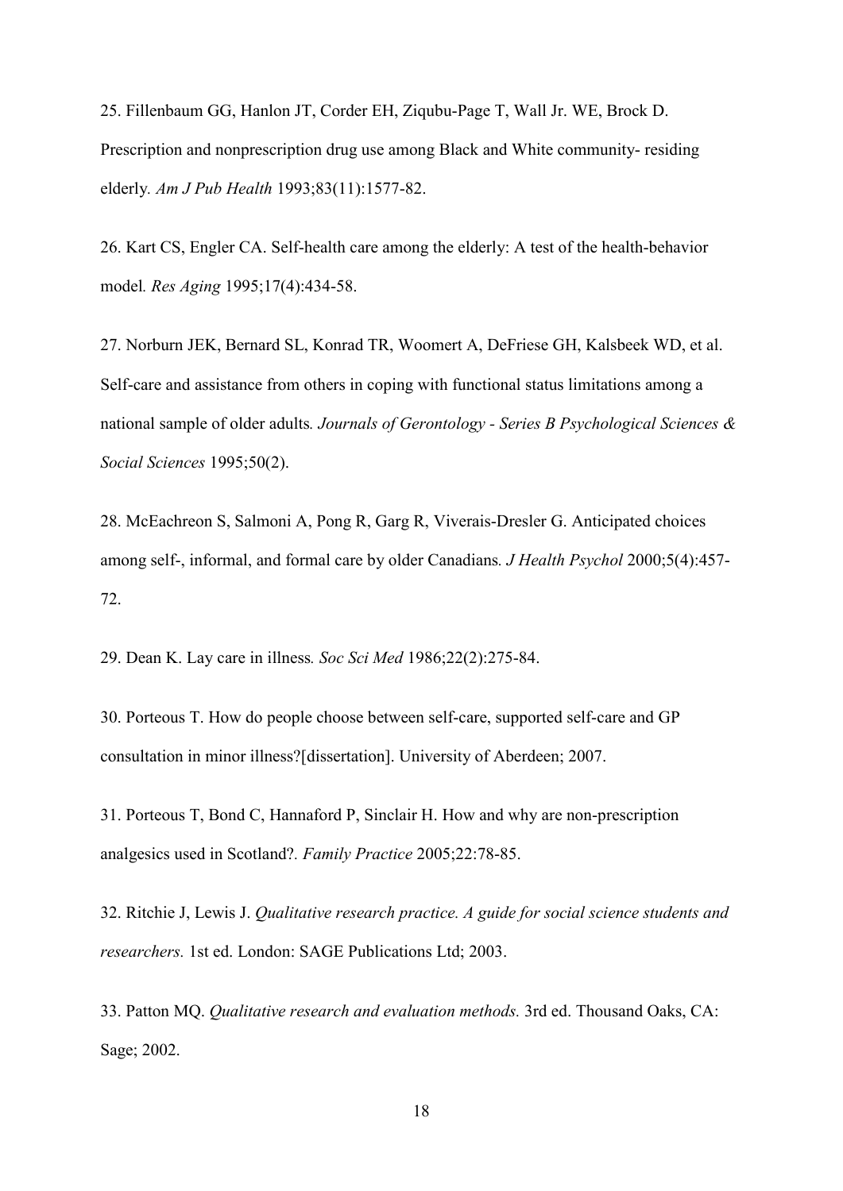25. Fillenbaum GG, Hanlon JT, Corder EH, Ziqubu-Page T, Wall Jr. WE, Brock D. Prescription and nonprescription drug use among Black and White community- residing elderly. *Am J Pub Health* 1993;83(11):1577-82.

26. Kart CS, Engler CA. Self-health care among the elderly: A test of the health-behavior model. *Res Aging* 1995;17(4):434-58.

27. Norburn JEK, Bernard SL, Konrad TR, Woomert A, DeFriese GH, Kalsbeek WD, et al. Self-care and assistance from others in coping with functional status limitations among a national sample of older adults. *Journals of Gerontology - Series B Psychological Sciences & Social Sciences* 1995;50(2).

28. McEachreon S, Salmoni A, Pong R, Garg R, Viverais-Dresler G. Anticipated choices among self-, informal, and formal care by older Canadians. *J Health Psychol* 2000;5(4):457-72.

29. Dean K. Lay care in illness. *Soc Sci Med* 1986;22(2):275-84.

30. Porteous T. How do people choose between self-care, supported self-care and GP consultation in minor illness?[dissertation]. University of Aberdeen; 2007.

31. Porteous T, Bond C, Hannaford P, Sinclair H. How and why are non-prescription analgesics used in Scotland?. *Family Practice* 2005;22:78-85.

32. Ritchie J, Lewis J. *Qualitative research practice. A guide for social science students and researchers.* 1st ed. London: SAGE Publications Ltd; 2003.

33. Patton MQ. *Qualitative research and evaluation methods.* 3rd ed. Thousand Oaks, CA: Sage; 2002.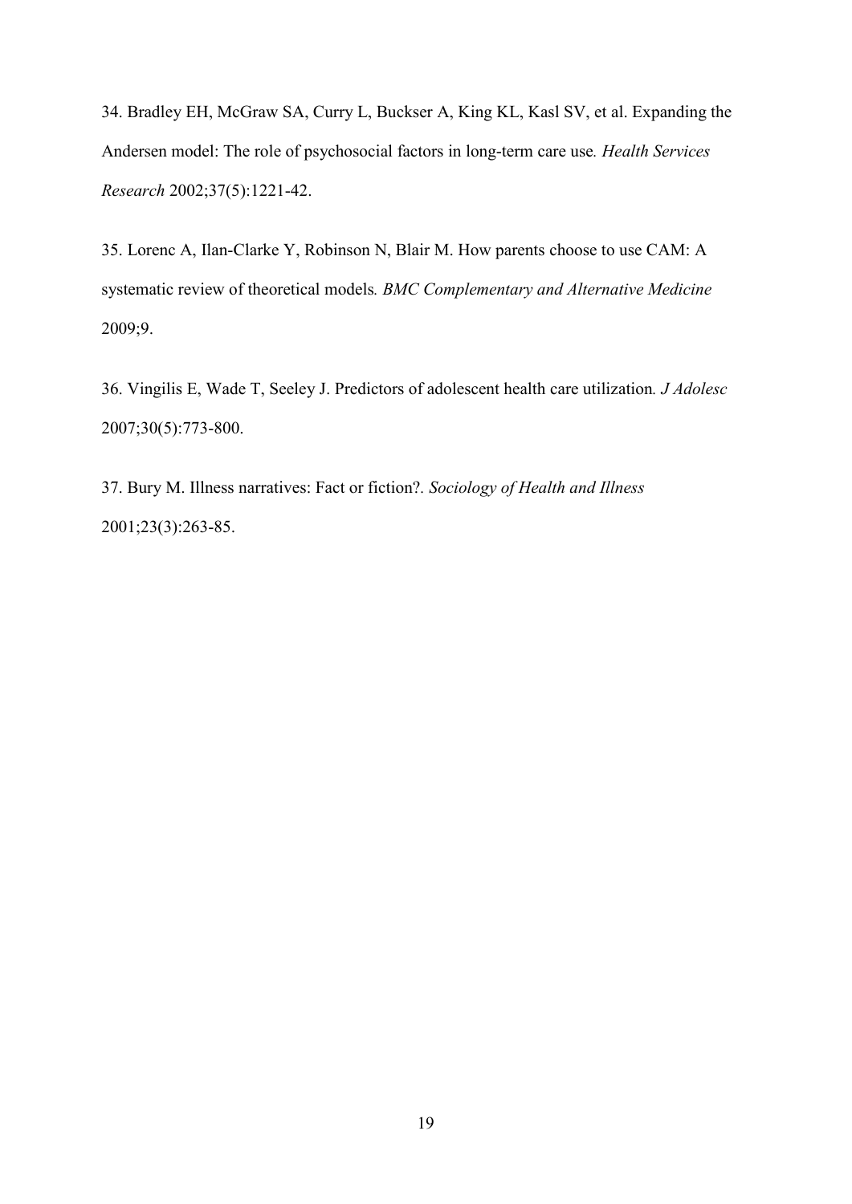34. Bradley EH, McGraw SA, Curry L, Buckser A, King KL, Kasl SV, et al. Expanding the Andersen model: The role of psychosocial factors in long-term care use. *Health Services Research* 2002;37(5):1221-42.

35. Lorenc A, Ilan-Clarke Y, Robinson N, Blair M. How parents choose to use CAM: A systematic review of theoretical models. *BMC Complementary and Alternative Medicine* 2009;9.

36. Vingilis E, Wade T, Seeley J. Predictors of adolescent health care utilization. *J Adolesc* 2007;30(5):773-800.

37. Bury M. Illness narratives: Fact or fiction?. *Sociology of Health and Illness* 2001;23(3):263-85.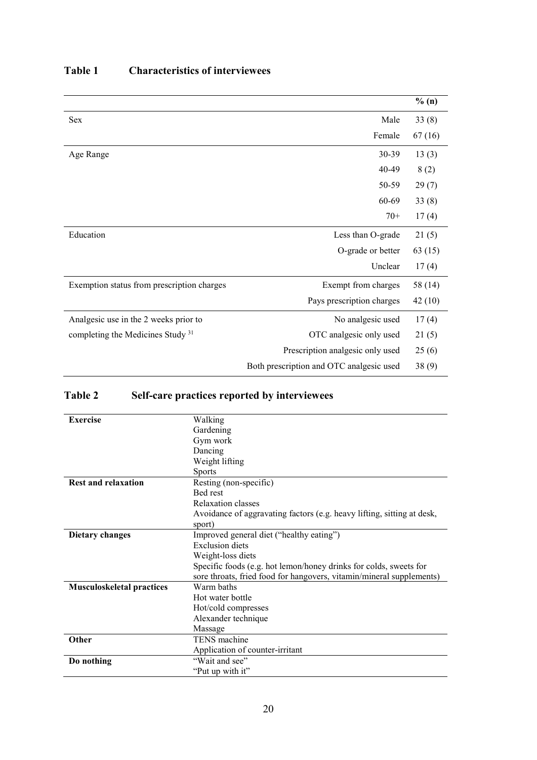**Table 1 Characteristics of interviewees**

| | | % (n) |
|---|---|---|
| Sex | Male | 33 (8) |
| | Female | 67 (16) |
| Age Range | 30-39 | 13 (3) |
| | 40-49 | 8 (2) |
| | 50-59 | 29 (7) |
| | 60-69 | 33 (8) |
| | 70+ | 17 (4) |
| Education | Less than O-grade | 21 (5) |
| | O-grade or better | 63 (15) |
| | Unclear | 17 (4) |
| Exemption status from prescription charges | Exempt from charges | 58 (14) |
| | Pays prescription charges | 42 (10) |
| Analgesic use in the 2 weeks prior to completing the Medicines Study [31] | No analgesic used | 17 (4) |
| | OTC analgesic only used | 21 (5) |
| | Prescription analgesic only used | 25 (6) |
| | Both prescription and OTC analgesic used | 38 (9) |

**Table 2 Self-care practices reported by interviewees**

| | |
|---|---|
| **Exercise** | Walking<br>Gardening<br>Gym work<br>Dancing<br>Weight lifting<br>Sports |
| **Rest and relaxation** | Resting (non-specific)<br>Bed rest<br>Relaxation classes<br>Avoidance of aggravating factors (e.g. heavy lifting, sitting at desk, sport) |
| **Dietary changes** | Improved general diet ("healthy eating")<br>Exclusion diets<br>Weight-loss diets<br>Specific foods (e.g. hot lemon/honey drinks for colds, sweets for sore throats, fried food for hangovers, vitamin/mineral supplements) |
| **Musculoskeletal practices** | Warm baths<br>Hot water bottle<br>Hot/cold compresses<br>Alexander technique<br>Massage |
| **Other** | TENS machine<br>Application of counter-irritant |
| **Do nothing** | "Wait and see"<br>"Put up with it" |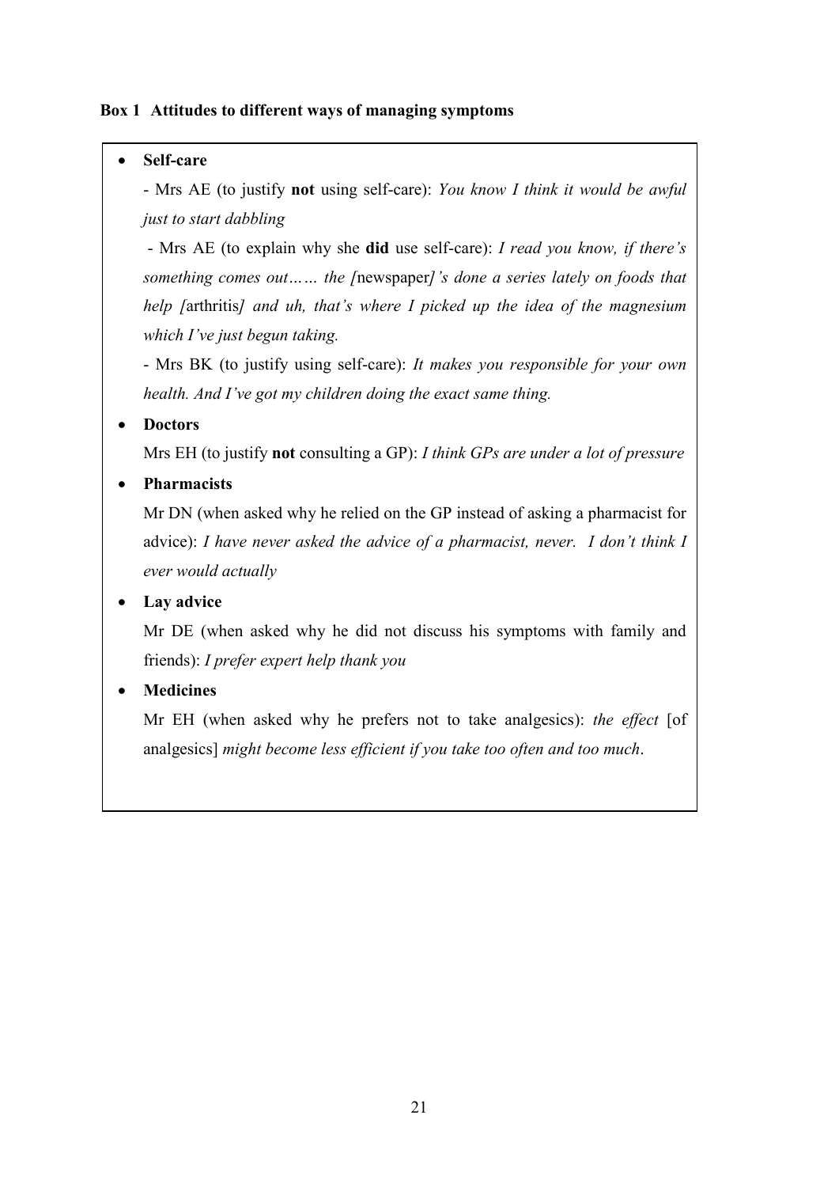**Box 1 Attitudes to different ways of managing symptoms**

- **Self-care**

  - Mrs AE (to justify **not** using self-care): *You know I think it would be awful just to start dabbling*

  - Mrs AE (to explain why she **did** use self-care): *I read you know, if there's something comes out…… the [*newspaper*]'s done a series lately on foods that help [*arthritis*] and uh, that's where I picked up the idea of the magnesium which I've just begun taking.*

  - Mrs BK (to justify using self-care): *It makes you responsible for your own health. And I've got my children doing the exact same thing.*

- **Doctors**

  Mrs EH (to justify **not** consulting a GP): *I think GPs are under a lot of pressure*

- **Pharmacists**

  Mr DN (when asked why he relied on the GP instead of asking a pharmacist for advice): *I have never asked the advice of a pharmacist, never. I don't think I ever would actually*

- **Lay advice**

  Mr DE (when asked why he did not discuss his symptoms with family and friends): *I prefer expert help thank you*

- **Medicines**

  Mr EH (when asked why he prefers not to take analgesics): *the effect* [of analgesics] *might become less efficient if you take too often and too much*.